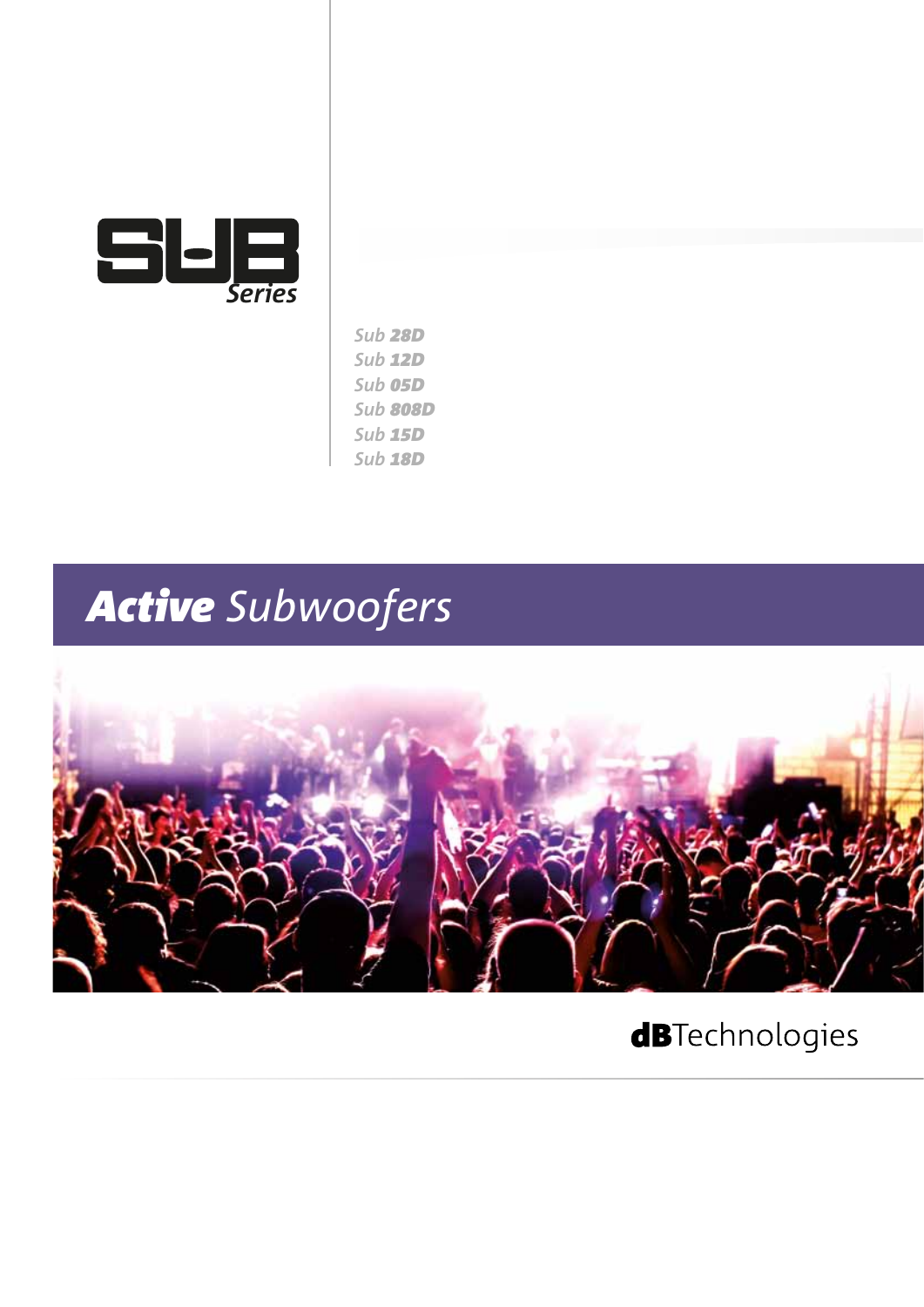# SUB *Series*

*Sub* ***28D***
*Sub* ***12D***
*Sub* ***05D***
*Sub* ***808D***
*Sub* ***15D***
*Sub* ***18D***

## ***Active*** *Subwoofers*

**dB**Technologies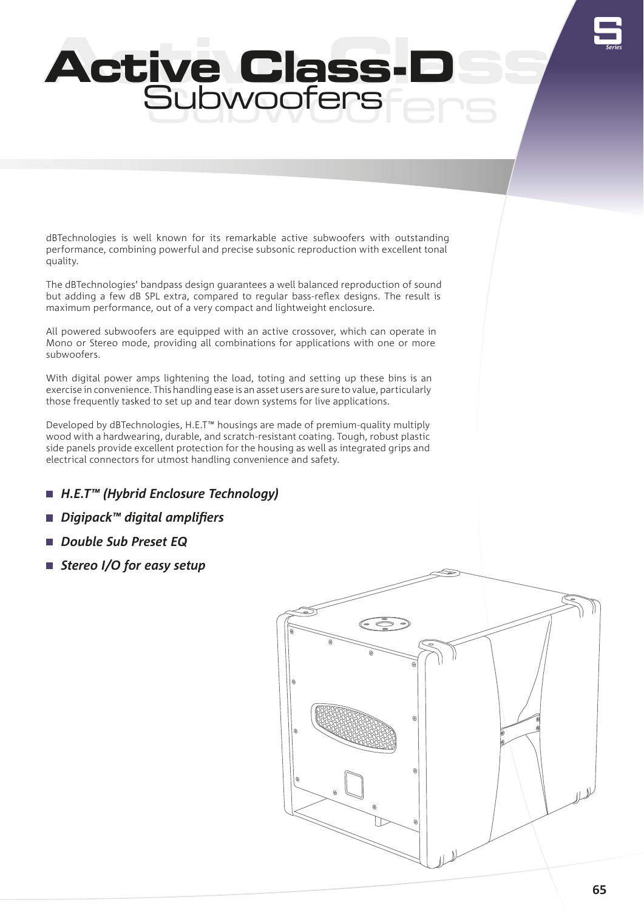# Active Class-D Subwoofers

dBTechnologies is well known for its remarkable active subwoofers with outstanding performance, combining powerful and precise subsonic reproduction with excellent tonal quality.

The dBTechnologies' bandpass design guarantees a well balanced reproduction of sound but adding a few dB SPL extra, compared to regular bass-reflex designs. The result is maximum performance, out of a very compact and lightweight enclosure.

All powered subwoofers are equipped with an active crossover, which can operate in Mono or Stereo mode, providing all combinations for applications with one or more subwoofers.

With digital power amps lightening the load, toting and setting up these bins is an exercise in convenience. This handling ease is an asset users are sure to value, particularly those frequently tasked to set up and tear down systems for live applications.

Developed by dBTechnologies, H.E.T™ housings are made of premium-quality multiply wood with a hardwearing, durable, and scratch-resistant coating. Tough, robust plastic side panels provide excellent protection for the housing as well as integrated grips and electrical connectors for utmost handling convenience and safety.

- ***H.E.T™ (Hybrid Enclosure Technology)***
- ***Digipack™ digital amplifiers***
- ***Double Sub Preset EQ***
- ***Stereo I/O for easy setup***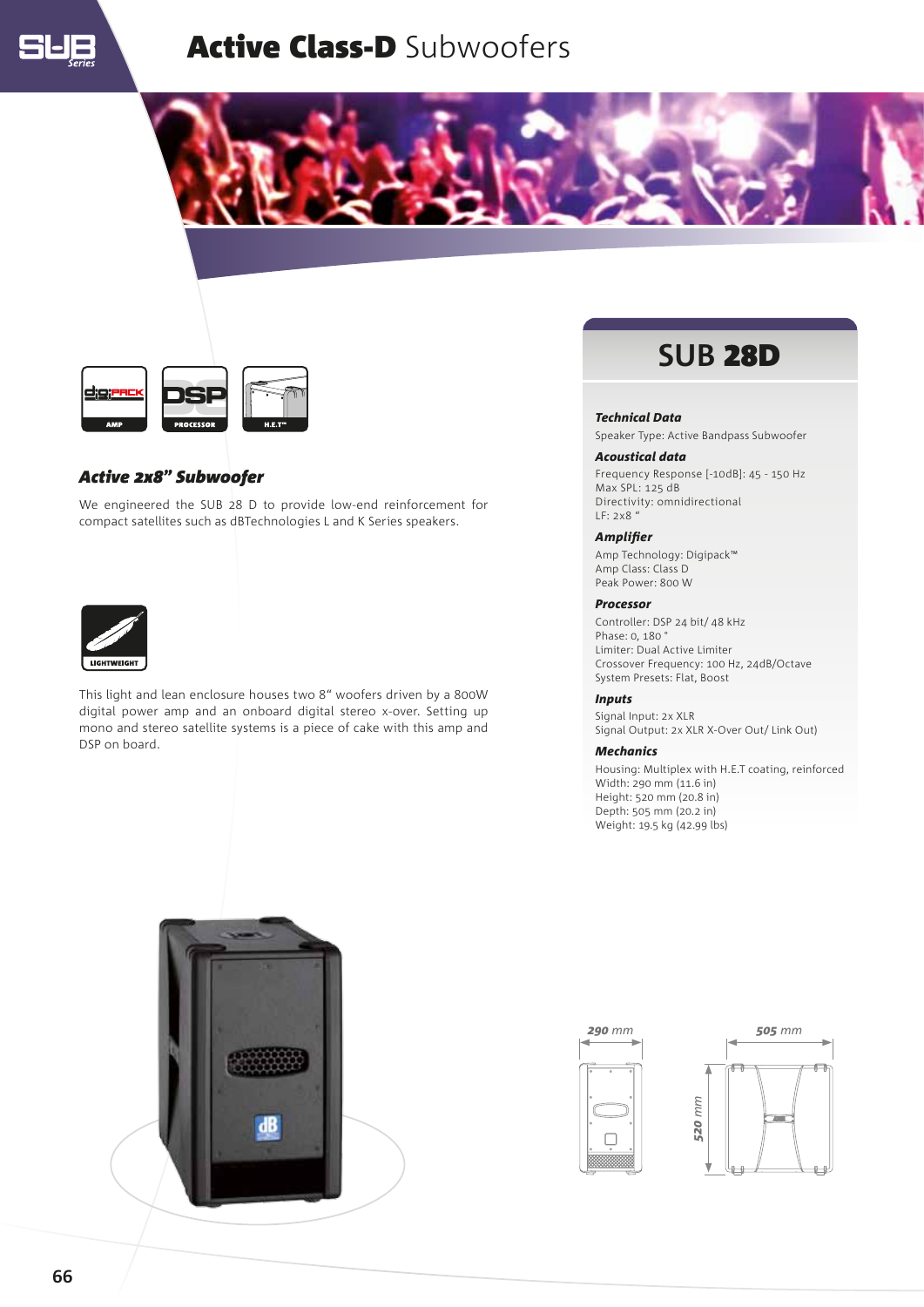# **Active Class-D** Subwoofers

AMP · PROCESSOR · H.E.T™

### *Active 2x8" Subwoofer*

We engineered the SUB 28 D to provide low-end reinforcement for compact satellites such as dBTechnologies L and K Series speakers.

LIGHTWEIGHT

This light and lean enclosure houses two 8" woofers driven by a 800W digital power amp and an onboard digital stereo x-over. Setting up mono and stereo satellite systems is a piece of cake with this amp and DSP on board.

## SUB **28D**

***Technical Data***

Speaker Type: Active Bandpass Subwoofer

***Acoustical data***

Frequency Response [-10dB]: 45 - 150 Hz
Max SPL: 125 dB
Directivity: omnidirectional
LF: 2x8 "

***Amplifier***

Amp Technology: Digipack™
Amp Class: Class D
Peak Power: 800 W

***Processor***

Controller: DSP 24 bit/ 48 kHz
Phase: 0, 180 °
Limiter: Dual Active Limiter
Crossover Frequency: 100 Hz, 24dB/Octave
System Presets: Flat, Boost

***Inputs***

Signal Input: 2x XLR
Signal Output: 2x XLR X-Over Out/ Link Out)

***Mechanics***

Housing: Multiplex with H.E.T coating, reinforced
Width: 290 mm (11.6 in)
Height: 520 mm (20.8 in)
Depth: 505 mm (20.2 in)
Weight: 19.5 kg (42.99 lbs)

290 mm · 505 mm · 520 mm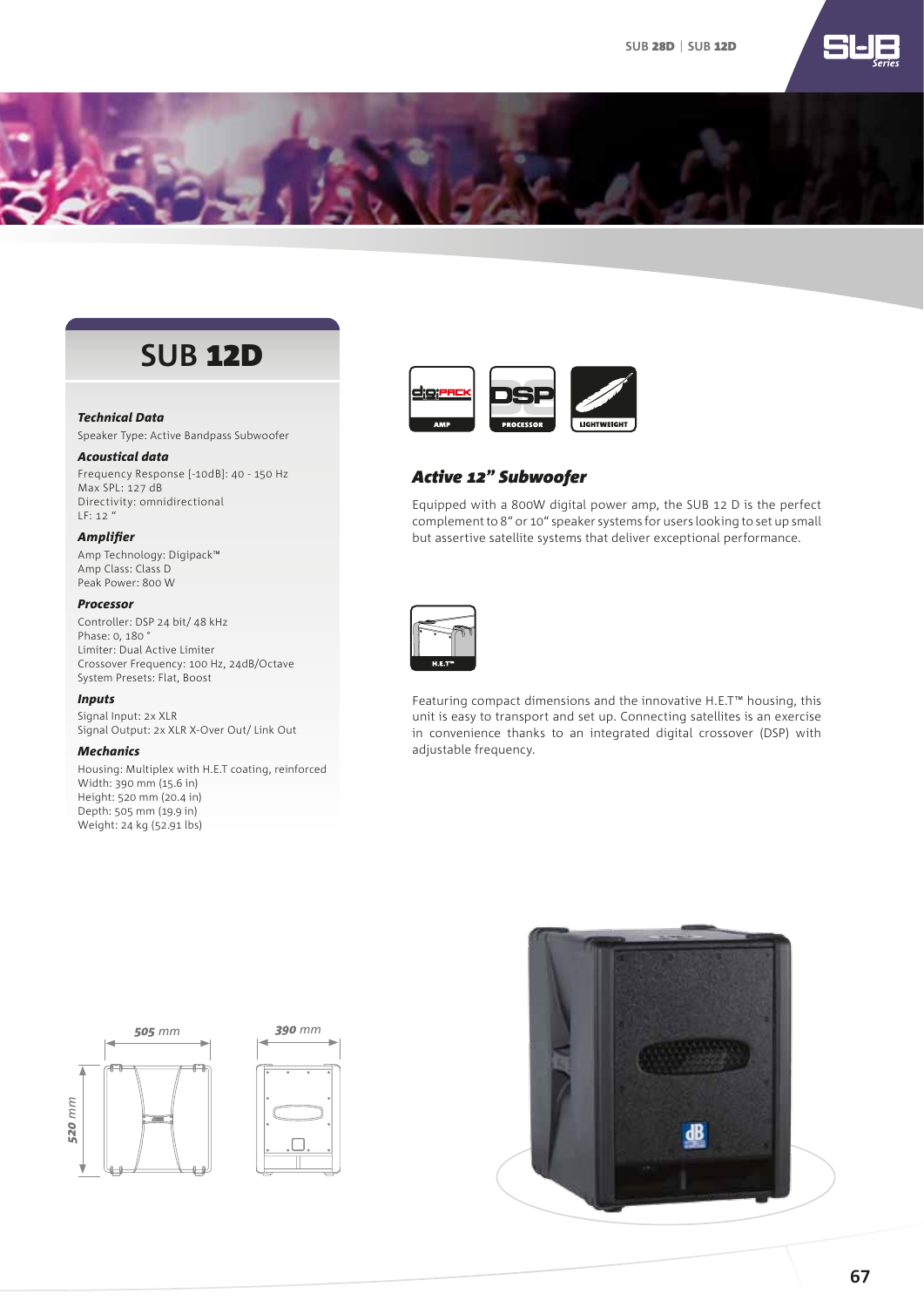# SUB 12D

### Technical Data

Speaker Type: Active Bandpass Subwoofer

### Acoustical data

Frequency Response [-10dB]: 40 - 150 Hz
Max SPL: 127 dB
Directivity: omnidirectional
LF: 12 "

### Amplifier

Amp Technology: Digipack™
Amp Class: Class D
Peak Power: 800 W

### Processor

Controller: DSP 24 bit/ 48 kHz
Phase: 0, 180 °
Limiter: Dual Active Limiter
Crossover Frequency: 100 Hz, 24dB/Octave
System Presets: Flat, Boost

### Inputs

Signal Input: 2x XLR
Signal Output: 2x XLR X-Over Out/ Link Out

### Mechanics

Housing: Multiplex with H.E.T coating, reinforced
Width: 390 mm (15.6 in)
Height: 520 mm (20.4 in)
Depth: 505 mm (19.9 in)
Weight: 24 kg (52.91 lbs)

AMP | PROCESSOR | LIGHTWEIGHT

## Active 12" Subwoofer

Equipped with a 800W digital power amp, the SUB 12 D is the perfect complement to 8" or 10" speaker systems for users looking to set up small but assertive satellite systems that deliver exceptional performance.

H.E.T™

Featuring compact dimensions and the innovative H.E.T™ housing, this unit is easy to transport and set up. Connecting satellites is an exercise in convenience thanks to an integrated digital crossover (DSP) with adjustable frequency.

505 mm | 390 mm | 520 mm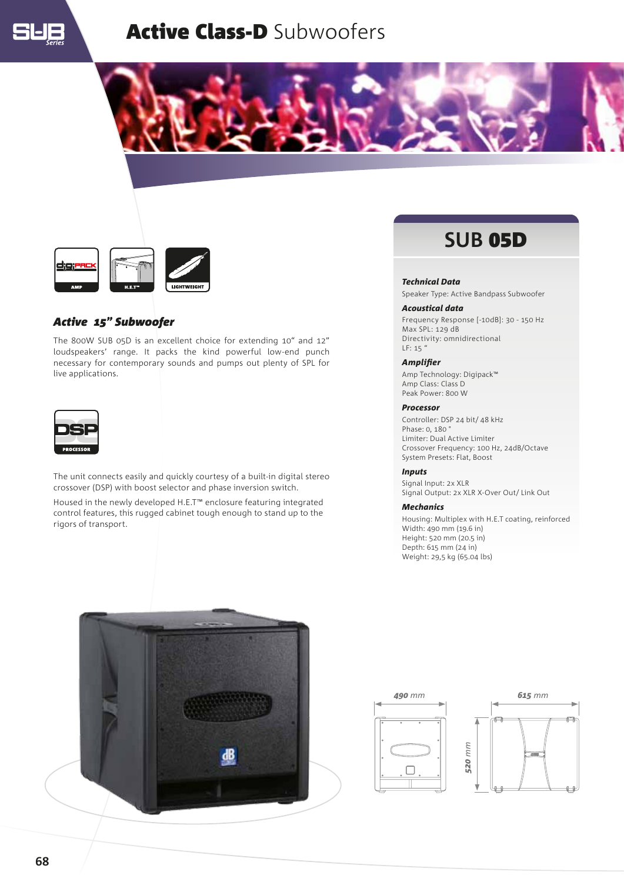# **Active Class-D** Subwoofers

AMP | H.E.T™ | LIGHTWEIGHT

### *Active 15" Subwoofer*

The 800W SUB 05D is an excellent choice for extending 10" and 12" loudspeakers' range. It packs the kind powerful low-end punch necessary for contemporary sounds and pumps out plenty of SPL for live applications.

DSP PROCESSOR

The unit connects easily and quickly courtesy of a built-in digital stereo crossover (DSP) with boost selector and phase inversion switch.

Housed in the newly developed H.E.T™ enclosure featuring integrated control features, this rugged cabinet tough enough to stand up to the rigors of transport.

## SUB **05D**

***Technical Data***

Speaker Type: Active Bandpass Subwoofer

***Acoustical data***

Frequency Response [-10dB]: 30 - 150 Hz
Max SPL: 129 dB
Directivity: omnidirectional
LF: 15 "

***Amplifier***

Amp Technology: Digipack™
Amp Class: Class D
Peak Power: 800 W

***Processor***

Controller: DSP 24 bit/ 48 kHz
Phase: 0, 180 °
Limiter: Dual Active Limiter
Crossover Frequency: 100 Hz, 24dB/Octave
System Presets: Flat, Boost

***Inputs***

Signal Input: 2x XLR
Signal Output: 2x XLR X-Over Out/ Link Out

***Mechanics***

Housing: Multiplex with H.E.T coating, reinforced
Width: 490 mm (19.6 in)
Height: 520 mm (20.5 in)
Depth: 615 mm (24 in)
Weight: 29,5 kg (65.04 lbs)

*490 mm* | *615 mm* | *520 mm*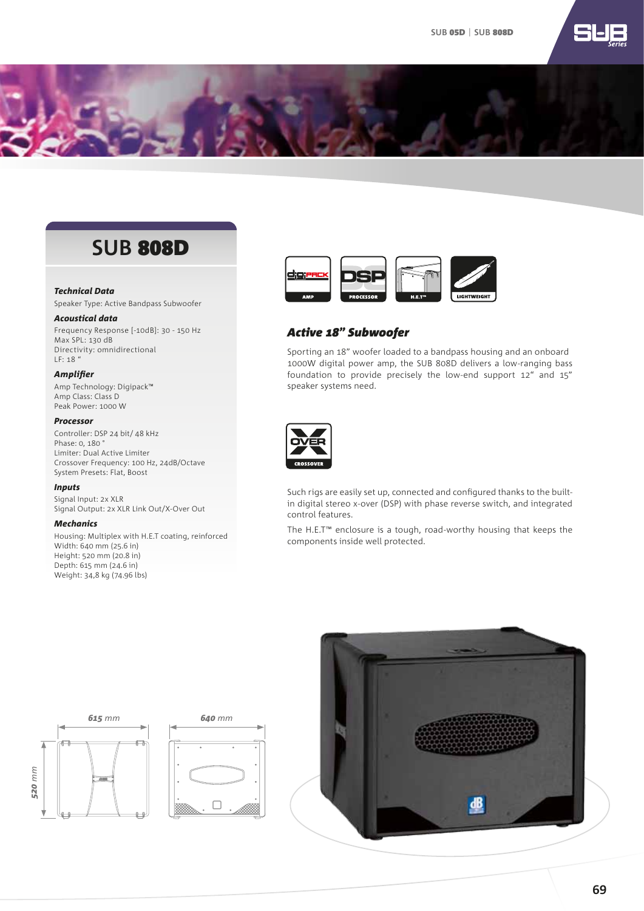# SUB **808D**

### *Technical Data*

Speaker Type: Active Bandpass Subwoofer

### *Acoustical data*

Frequency Response [-10dB]: 30 - 150 Hz
Max SPL: 130 dB
Directivity: omnidirectional
LF: 18 "

### *Amplifier*

Amp Technology: Digipack™
Amp Class: Class D
Peak Power: 1000 W

### *Processor*

Controller: DSP 24 bit/ 48 kHz
Phase: 0, 180 °
Limiter: Dual Active Limiter
Crossover Frequency: 100 Hz, 24dB/Octave
System Presets: Flat, Boost

### *Inputs*

Signal Input: 2x XLR
Signal Output: 2x XLR Link Out/X-Over Out

### *Mechanics*

Housing: Multiplex with H.E.T coating, reinforced
Width: 640 mm (25.6 in)
Height: 520 mm (20.8 in)
Depth: 615 mm (24.6 in)
Weight: 34,8 kg (74.96 lbs)

AMP | PROCESSOR | H.E.T™ | LIGHTWEIGHT

## *Active 18" Subwoofer*

Sporting an 18" woofer loaded to a bandpass housing and an onboard 1000W digital power amp, the SUB 808D delivers a low-ranging bass foundation to provide precisely the low-end support 12" and 15" speaker systems need.

CROSSOVER

Such rigs are easily set up, connected and configured thanks to the built-in digital stereo x-over (DSP) with phase reverse switch, and integrated control features.

The H.E.T™ enclosure is a tough, road-worthy housing that keeps the components inside well protected.

*615* mm | *640* mm | *520* mm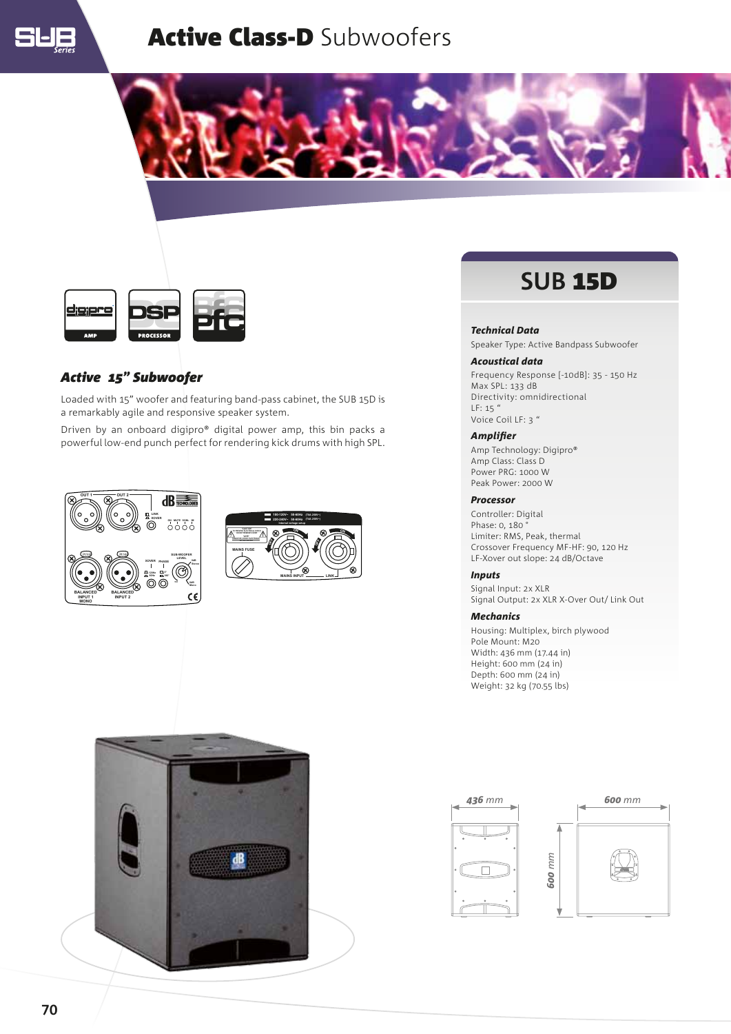# **Active Class-D** Subwoofers

## *Active 15" Subwoofer*

Loaded with 15" woofer and featuring band-pass cabinet, the SUB 15D is a remarkably agile and responsive speaker system.

Driven by an onboard digipro® digital power amp, this bin packs a powerful low-end punch perfect for rendering kick drums with high SPL.

## SUB **15D**

### *Technical Data*

Speaker Type: Active Bandpass Subwoofer

### *Acoustical data*

Frequency Response [-10dB]: 35 - 150 Hz
Max SPL: 133 dB
Directivity: omnidirectional
LF: 15 "
Voice Coil LF: 3 "

### *Amplifier*

Amp Technology: Digipro®
Amp Class: Class D
Power PRG: 1000 W
Peak Power: 2000 W

### *Processor*

Controller: Digital
Phase: 0, 180 °
Limiter: RMS, Peak, thermal
Crossover Frequency MF-HF: 90, 120 Hz
LF-Xover out slope: 24 dB/Octave

### *Inputs*

Signal Input: 2x XLR
Signal Output: 2x XLR X-Over Out/ Link Out

### *Mechanics*

Housing: Multiplex, birch plywood
Pole Mount: M20
Width: 436 mm (17.44 in)
Height: 600 mm (24 in)
Depth: 600 mm (24 in)
Weight: 32 kg (70.55 lbs)

*436* mm

*600* mm

*600* mm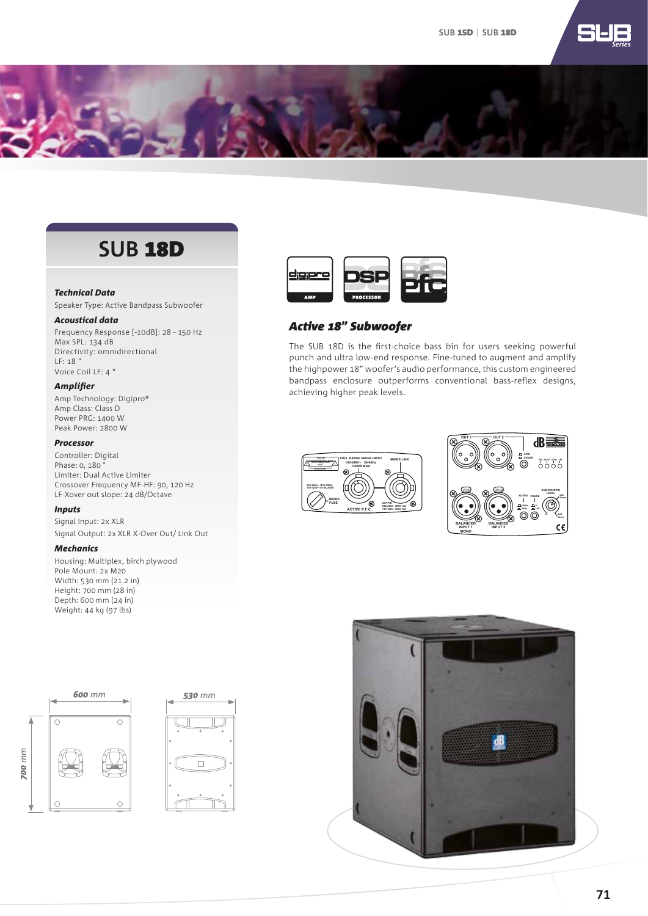# SUB **18D**

### *Technical Data*

Speaker Type: Active Bandpass Subwoofer

### *Acoustical data*

Frequency Response [-10dB]: 28 - 150 Hz
Max SPL: 134 dB
Directivity: omnidirectional
LF: 18 "
Voice Coil LF: 4 "

### *Amplifier*

Amp Technology: Digipro®
Amp Class: Class D
Power PRG: 1400 W
Peak Power: 2800 W

### *Processor*

Controller: Digital
Phase: 0, 180 °
Limiter: Dual Active Limiter
Crossover Frequency MF-HF: 90, 120 Hz
LF-Xover out slope: 24 dB/Octave

### *Inputs*

Signal Input: 2x XLR
Signal Output: 2x XLR X-Over Out/ Link Out

### *Mechanics*

Housing: Multiplex, birch plywood
Pole Mount: 2x M20
Width: 530 mm (21.2 in)
Height: 700 mm (28 in)
Depth: 600 mm (24 in)
Weight: 44 kg (97 lbs)

## *Active 18" Subwoofer*

The SUB 18D is the first-choice bass bin for users seeking powerful punch and ultra low-end response. Fine-tuned to augment and amplify the highpower 18" woofer's audio performance, this custom engineered bandpass enclosure outperforms conventional bass-reflex designs, achieving higher peak levels.

*600* mm

*530* mm

*700* mm